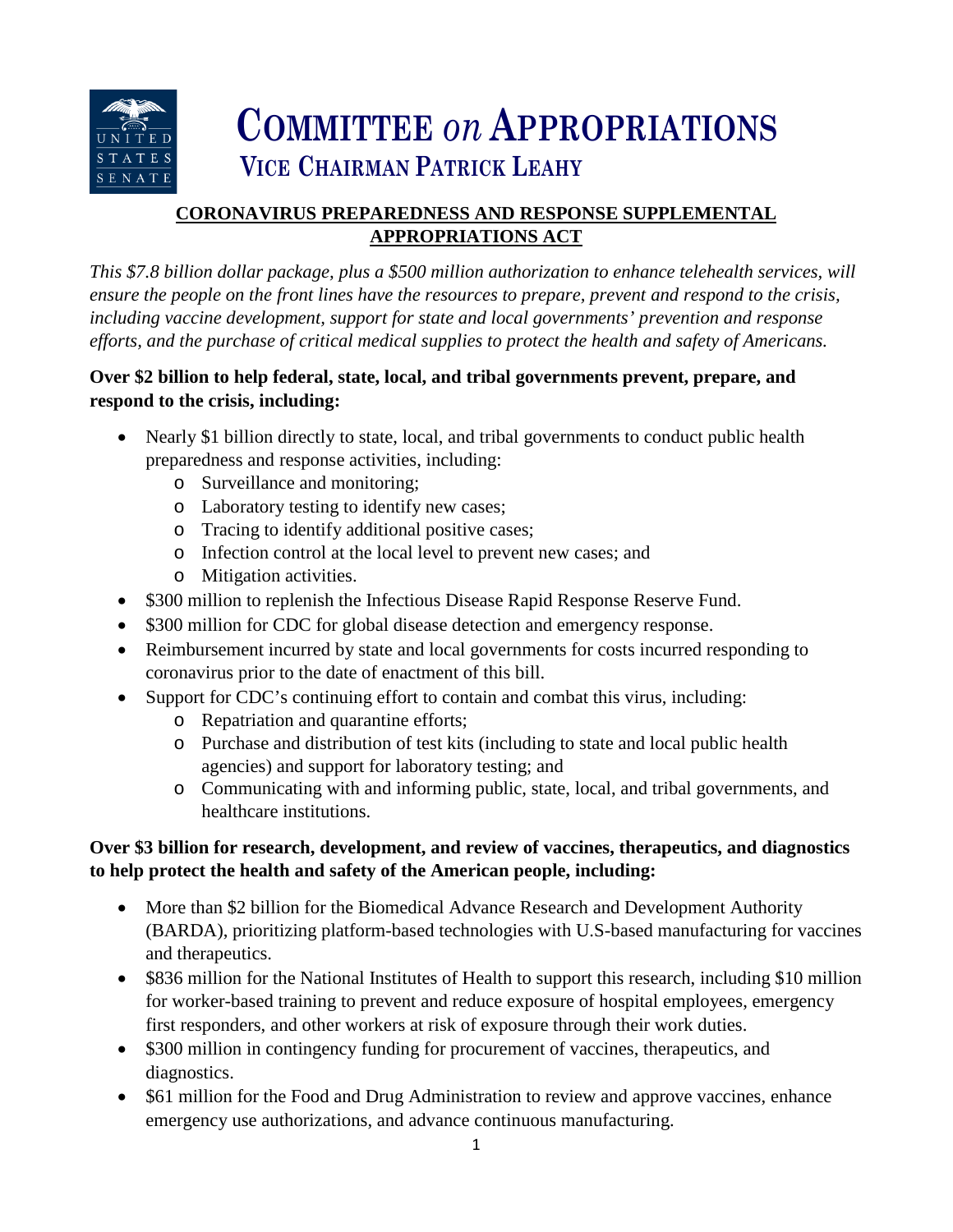# COMMITTEE *on* APPROPRIATIONS

## VICE CHAIRMAN PATRICK LEAHY

## CORONAVIRUS PREPAREDNESS AND RESPONSE SUPPLEMENTAL APPROPRIATIONS ACT

*This $7.8 billion dollar package, plus a $500 million authorization to enhance telehealth services, will ensure the people on the front lines have the resources to prepare, prevent and respond to the crisis, including vaccine development, support for state and local governments' prevention and response efforts, and the purchase of critical medical supplies to protect the health and safety of Americans.*

**Over $2 billion to help federal, state, local, and tribal governments prevent, prepare, and respond to the crisis, including:**

- Nearly $1 billion directly to state, local, and tribal governments to conduct public health preparedness and response activities, including:
  - Surveillance and monitoring;
  - Laboratory testing to identify new cases;
  - Tracing to identify additional positive cases;
  - Infection control at the local level to prevent new cases; and
  - Mitigation activities.
- $300 million to replenish the Infectious Disease Rapid Response Reserve Fund.
- $300 million for CDC for global disease detection and emergency response.
- Reimbursement incurred by state and local governments for costs incurred responding to coronavirus prior to the date of enactment of this bill.
- Support for CDC's continuing effort to contain and combat this virus, including:
  - Repatriation and quarantine efforts;
  - Purchase and distribution of test kits (including to state and local public health agencies) and support for laboratory testing; and
  - Communicating with and informing public, state, local, and tribal governments, and healthcare institutions.

**Over $3 billion for research, development, and review of vaccines, therapeutics, and diagnostics to help protect the health and safety of the American people, including:**

- More than $2 billion for the Biomedical Advance Research and Development Authority (BARDA), prioritizing platform-based technologies with U.S-based manufacturing for vaccines and therapeutics.
- $836 million for the National Institutes of Health to support this research, including $10 million for worker-based training to prevent and reduce exposure of hospital employees, emergency first responders, and other workers at risk of exposure through their work duties.
- $300 million in contingency funding for procurement of vaccines, therapeutics, and diagnostics.
- $61 million for the Food and Drug Administration to review and approve vaccines, enhance emergency use authorizations, and advance continuous manufacturing.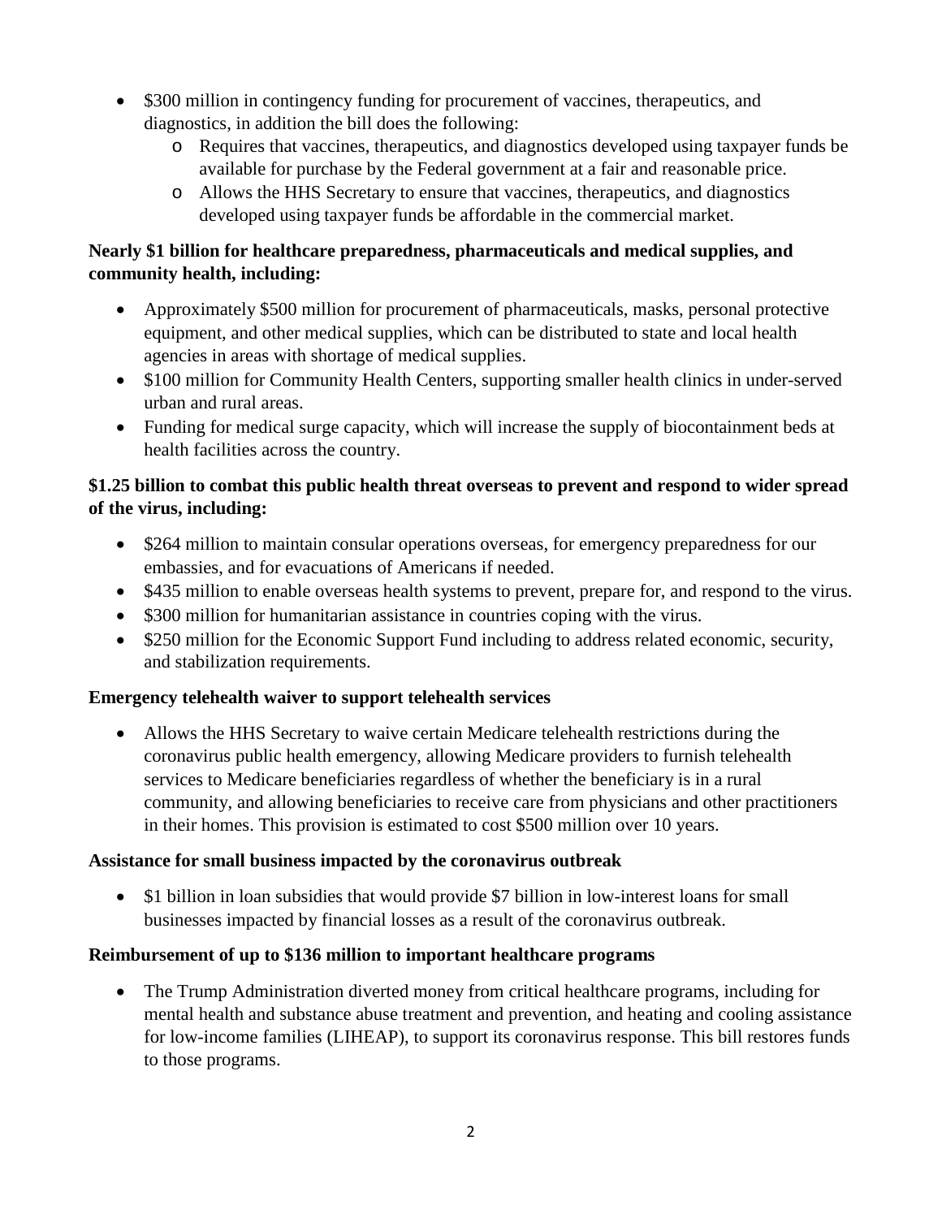- $300 million in contingency funding for procurement of vaccines, therapeutics, and diagnostics, in addition the bill does the following:
  - Requires that vaccines, therapeutics, and diagnostics developed using taxpayer funds be available for purchase by the Federal government at a fair and reasonable price.
  - Allows the HHS Secretary to ensure that vaccines, therapeutics, and diagnostics developed using taxpayer funds be affordable in the commercial market.

**Nearly $1 billion for healthcare preparedness, pharmaceuticals and medical supplies, and community health, including:**

- Approximately $500 million for procurement of pharmaceuticals, masks, personal protective equipment, and other medical supplies, which can be distributed to state and local health agencies in areas with shortage of medical supplies.
- $100 million for Community Health Centers, supporting smaller health clinics in under-served urban and rural areas.
- Funding for medical surge capacity, which will increase the supply of biocontainment beds at health facilities across the country.

**$1.25 billion to combat this public health threat overseas to prevent and respond to wider spread of the virus, including:**

- $264 million to maintain consular operations overseas, for emergency preparedness for our embassies, and for evacuations of Americans if needed.
- $435 million to enable overseas health systems to prevent, prepare for, and respond to the virus.
- $300 million for humanitarian assistance in countries coping with the virus.
- $250 million for the Economic Support Fund including to address related economic, security, and stabilization requirements.

**Emergency telehealth waiver to support telehealth services**

- Allows the HHS Secretary to waive certain Medicare telehealth restrictions during the coronavirus public health emergency, allowing Medicare providers to furnish telehealth services to Medicare beneficiaries regardless of whether the beneficiary is in a rural community, and allowing beneficiaries to receive care from physicians and other practitioners in their homes. This provision is estimated to cost $500 million over 10 years.

**Assistance for small business impacted by the coronavirus outbreak**

- $1 billion in loan subsidies that would provide $7 billion in low-interest loans for small businesses impacted by financial losses as a result of the coronavirus outbreak.

**Reimbursement of up to $136 million to important healthcare programs**

- The Trump Administration diverted money from critical healthcare programs, including for mental health and substance abuse treatment and prevention, and heating and cooling assistance for low-income families (LIHEAP), to support its coronavirus response. This bill restores funds to those programs.